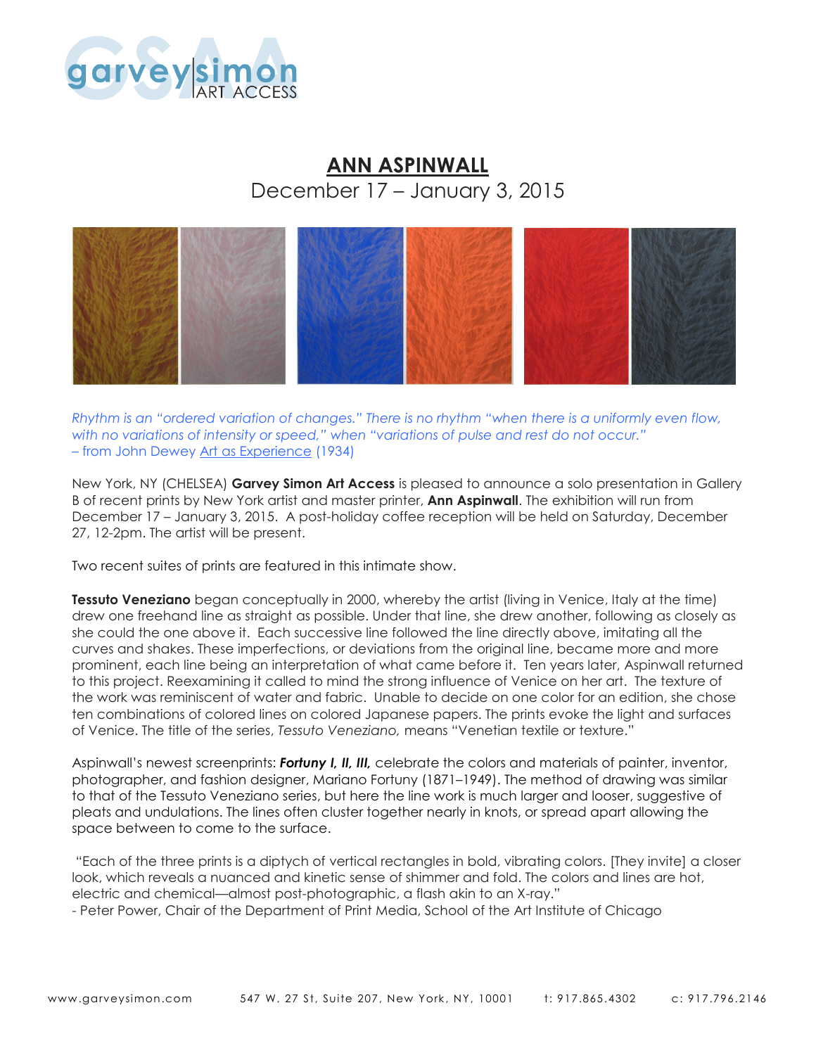garvey|simon ART ACCESS

# ANN ASPINWALL

December 17 – January 3, 2015

*Rhythm is an "ordered variation of changes." There is no rhythm "when there is a uniformly even flow, with no variations of intensity or speed," when "variations of pulse and rest do not occur."*
– from John Dewey Art as Experience (1934)

New York, NY (CHELSEA) **Garvey Simon Art Access** is pleased to announce a solo presentation in Gallery B of recent prints by New York artist and master printer, **Ann Aspinwall**. The exhibition will run from December 17 – January 3, 2015. A post-holiday coffee reception will be held on Saturday, December 27, 12-2pm. The artist will be present.

Two recent suites of prints are featured in this intimate show.

**Tessuto Veneziano** began conceptually in 2000, whereby the artist (living in Venice, Italy at the time) drew one freehand line as straight as possible. Under that line, she drew another, following as closely as she could the one above it. Each successive line followed the line directly above, imitating all the curves and shakes. These imperfections, or deviations from the original line, became more and more prominent, each line being an interpretation of what came before it. Ten years later, Aspinwall returned to this project. Reexamining it called to mind the strong influence of Venice on her art. The texture of the work was reminiscent of water and fabric. Unable to decide on one color for an edition, she chose ten combinations of colored lines on colored Japanese papers. The prints evoke the light and surfaces of Venice. The title of the series, *Tessuto Veneziano,* means "Venetian textile or texture."

Aspinwall's newest screenprints: ***Fortuny I, II, III,*** celebrate the colors and materials of painter, inventor, photographer, and fashion designer, Mariano Fortuny (1871–1949). The method of drawing was similar to that of the Tessuto Veneziano series, but here the line work is much larger and looser, suggestive of pleats and undulations. The lines often cluster together nearly in knots, or spread apart allowing the space between to come to the surface.

"Each of the three prints is a diptych of vertical rectangles in bold, vibrating colors. [They invite] a closer look, which reveals a nuanced and kinetic sense of shimmer and fold. The colors and lines are hot, electric and chemical—almost post-photographic, a flash akin to an X-ray."
- Peter Power, Chair of the Department of Print Media, School of the Art Institute of Chicago

www.garveysimon.com 547 W. 27 St, Suite 207, New York, NY, 10001 t: 917.865.4302 c: 917.796.2146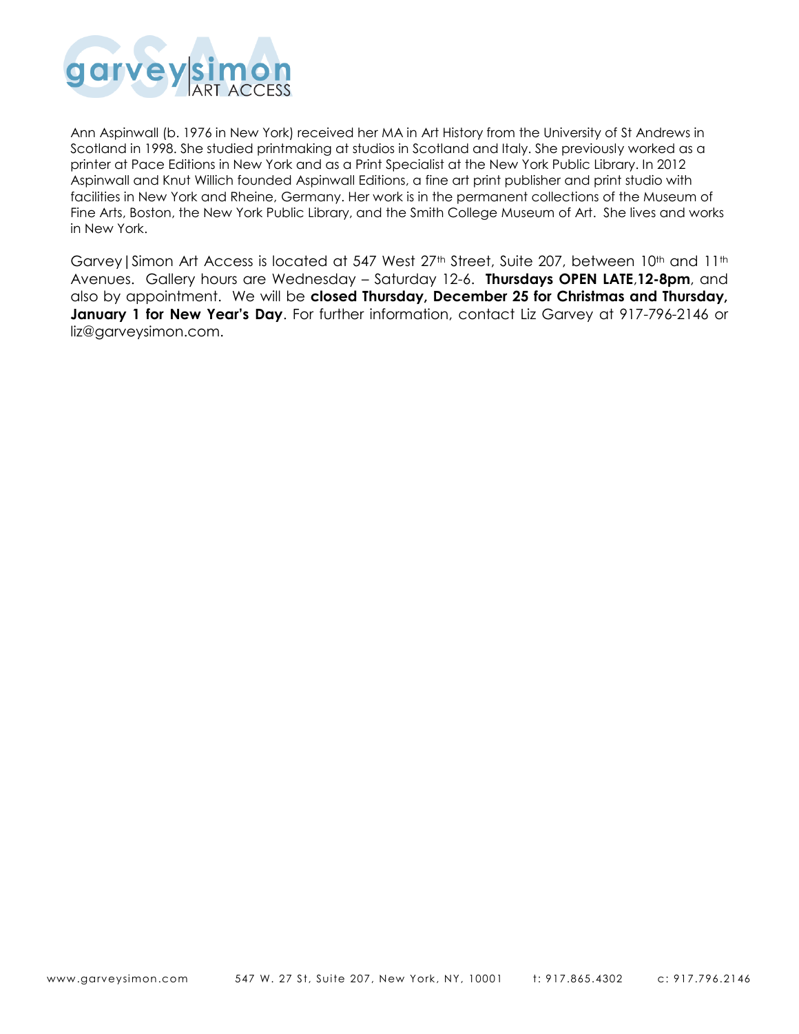Ann Aspinwall (b. 1976 in New York) received her MA in Art History from the University of St Andrews in Scotland in 1998. She studied printmaking at studios in Scotland and Italy. She previously worked as a printer at Pace Editions in New York and as a Print Specialist at the New York Public Library. In 2012 Aspinwall and Knut Willich founded Aspinwall Editions, a fine art print publisher and print studio with facilities in New York and Rheine, Germany. Her work is in the permanent collections of the Museum of Fine Arts, Boston, the New York Public Library, and the Smith College Museum of Art. She lives and works in New York.

Garvey|Simon Art Access is located at 547 West 27th Street, Suite 207, between 10th and 11th Avenues. Gallery hours are Wednesday – Saturday 12-6. **Thursdays OPEN LATE**,**12-8pm**, and also by appointment. We will be **closed Thursday, December 25 for Christmas and Thursday, January 1 for New Year's Day**. For further information, contact Liz Garvey at 917-796-2146 or liz@garveysimon.com.